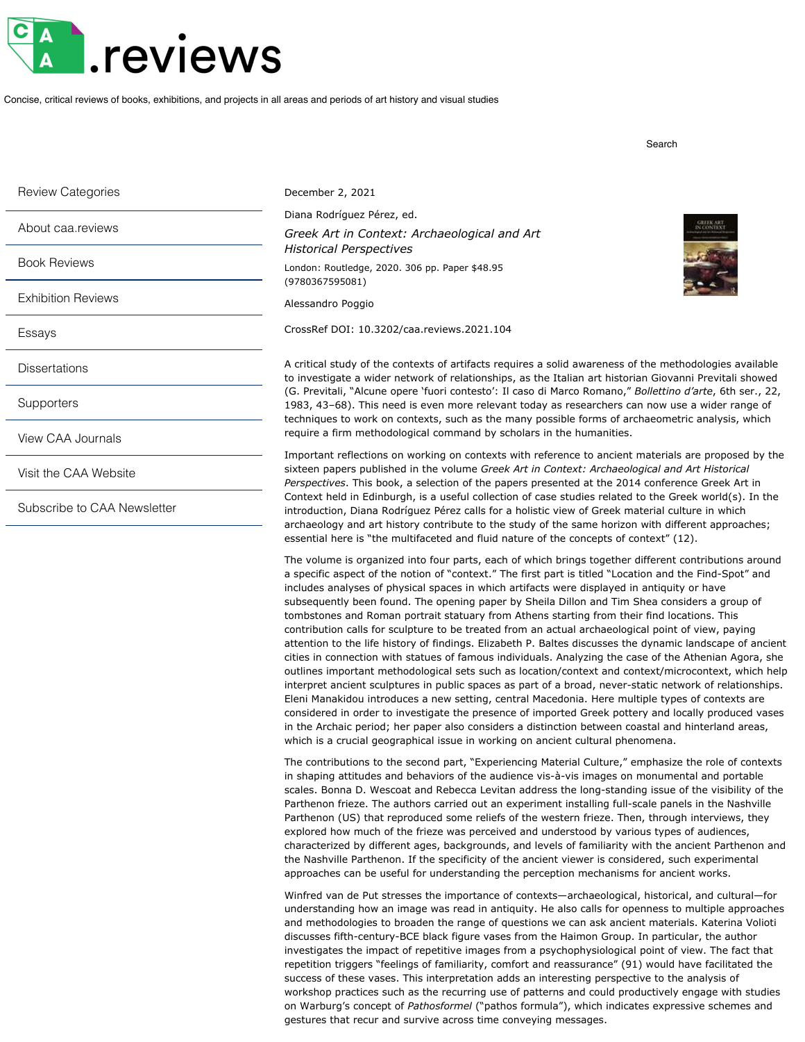# .reviews

Concise, critical reviews of books, exhibitions, and projects in all areas and periods of art history and visual studies

Search

- Review Categories
- About caa.reviews
- Book Reviews
- Exhibition Reviews
- Essays
- Dissertations
- Supporters
- View CAA Journals
- Visit the CAA Website
- Subscribe to CAA Newsletter

December 2, 2021

Diana Rodríguez Pérez, ed.

*Greek Art in Context: Archaeological and Art Historical Perspectives*

London: Routledge, 2020. 306 pp. Paper $48.95 (9780367595081)

Alessandro Poggio

CrossRef DOI: 10.3202/caa.reviews.2021.104

A critical study of the contexts of artifacts requires a solid awareness of the methodologies available to investigate a wider network of relationships, as the Italian art historian Giovanni Previtali showed (G. Previtali, "Alcune opere 'fuori contesto': Il caso di Marco Romano," *Bollettino d'arte*, 6th ser., 22, 1983, 43–68). This need is even more relevant today as researchers can now use a wider range of techniques to work on contexts, such as the many possible forms of archaeometric analysis, which require a firm methodological command by scholars in the humanities.

Important reflections on working on contexts with reference to ancient materials are proposed by the sixteen papers published in the volume *Greek Art in Context: Archaeological and Art Historical Perspectives*. This book, a selection of the papers presented at the 2014 conference Greek Art in Context held in Edinburgh, is a useful collection of case studies related to the Greek world(s). In the introduction, Diana Rodríguez Pérez calls for a holistic view of Greek material culture in which archaeology and art history contribute to the study of the same horizon with different approaches; essential here is "the multifaceted and fluid nature of the concepts of context" (12).

The volume is organized into four parts, each of which brings together different contributions around a specific aspect of the notion of "context." The first part is titled "Location and the Find-Spot" and includes analyses of physical spaces in which artifacts were displayed in antiquity or have subsequently been found. The opening paper by Sheila Dillon and Tim Shea considers a group of tombstones and Roman portrait statuary from Athens starting from their find locations. This contribution calls for sculpture to be treated from an actual archaeological point of view, paying attention to the life history of findings. Elizabeth P. Baltes discusses the dynamic landscape of ancient cities in connection with statues of famous individuals. Analyzing the case of the Athenian Agora, she outlines important methodological sets such as location/context and context/microcontext, which help interpret ancient sculptures in public spaces as part of a broad, never-static network of relationships. Eleni Manakidou introduces a new setting, central Macedonia. Here multiple types of contexts are considered in order to investigate the presence of imported Greek pottery and locally produced vases in the Archaic period; her paper also considers a distinction between coastal and hinterland areas, which is a crucial geographical issue in working on ancient cultural phenomena.

The contributions to the second part, "Experiencing Material Culture," emphasize the role of contexts in shaping attitudes and behaviors of the audience vis-à-vis images on monumental and portable scales. Bonna D. Wescoat and Rebecca Levitan address the long-standing issue of the visibility of the Parthenon frieze. The authors carried out an experiment installing full-scale panels in the Nashville Parthenon (US) that reproduced some reliefs of the western frieze. Then, through interviews, they explored how much of the frieze was perceived and understood by various types of audiences, characterized by different ages, backgrounds, and levels of familiarity with the ancient Parthenon and the Nashville Parthenon. If the specificity of the ancient viewer is considered, such experimental approaches can be useful for understanding the perception mechanisms for ancient works.

Winfred van de Put stresses the importance of contexts—archaeological, historical, and cultural—for understanding how an image was read in antiquity. He also calls for openness to multiple approaches and methodologies to broaden the range of questions we can ask ancient materials. Katerina Volioti discusses fifth-century-BCE black figure vases from the Haimon Group. In particular, the author investigates the impact of repetitive images from a psychophysiological point of view. The fact that repetition triggers "feelings of familiarity, comfort and reassurance" (91) would have facilitated the success of these vases. This interpretation adds an interesting perspective to the analysis of workshop practices such as the recurring use of patterns and could productively engage with studies on Warburg's concept of *Pathosformel* ("pathos formula"), which indicates expressive schemes and gestures that recur and survive across time conveying messages.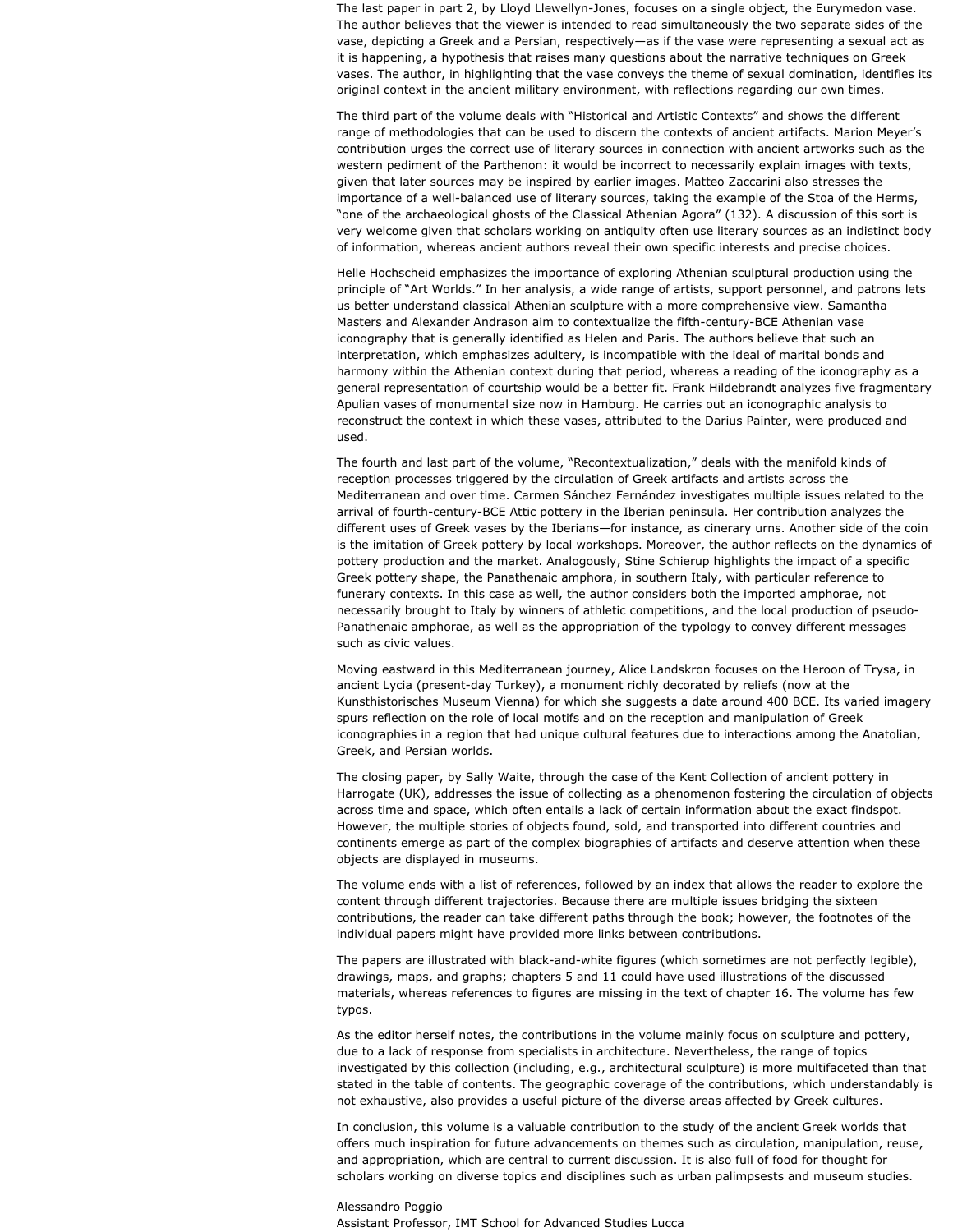The last paper in part 2, by Lloyd Llewellyn-Jones, focuses on a single object, the Eurymedon vase. The author believes that the viewer is intended to read simultaneously the two separate sides of the vase, depicting a Greek and a Persian, respectively—as if the vase were representing a sexual act as it is happening, a hypothesis that raises many questions about the narrative techniques on Greek vases. The author, in highlighting that the vase conveys the theme of sexual domination, identifies its original context in the ancient military environment, with reflections regarding our own times.

The third part of the volume deals with "Historical and Artistic Contexts" and shows the different range of methodologies that can be used to discern the contexts of ancient artifacts. Marion Meyer's contribution urges the correct use of literary sources in connection with ancient artworks such as the western pediment of the Parthenon: it would be incorrect to necessarily explain images with texts, given that later sources may be inspired by earlier images. Matteo Zaccarini also stresses the importance of a well-balanced use of literary sources, taking the example of the Stoa of the Herms, "one of the archaeological ghosts of the Classical Athenian Agora" (132). A discussion of this sort is very welcome given that scholars working on antiquity often use literary sources as an indistinct body of information, whereas ancient authors reveal their own specific interests and precise choices.

Helle Hochscheid emphasizes the importance of exploring Athenian sculptural production using the principle of "Art Worlds." In her analysis, a wide range of artists, support personnel, and patrons lets us better understand classical Athenian sculpture with a more comprehensive view. Samantha Masters and Alexander Andrason aim to contextualize the fifth-century-BCE Athenian vase iconography that is generally identified as Helen and Paris. The authors believe that such an interpretation, which emphasizes adultery, is incompatible with the ideal of marital bonds and harmony within the Athenian context during that period, whereas a reading of the iconography as a general representation of courtship would be a better fit. Frank Hildebrandt analyzes five fragmentary Apulian vases of monumental size now in Hamburg. He carries out an iconographic analysis to reconstruct the context in which these vases, attributed to the Darius Painter, were produced and used.

The fourth and last part of the volume, "Recontextualization," deals with the manifold kinds of reception processes triggered by the circulation of Greek artifacts and artists across the Mediterranean and over time. Carmen Sánchez Fernández investigates multiple issues related to the arrival of fourth-century-BCE Attic pottery in the Iberian peninsula. Her contribution analyzes the different uses of Greek vases by the Iberians—for instance, as cinerary urns. Another side of the coin is the imitation of Greek pottery by local workshops. Moreover, the author reflects on the dynamics of pottery production and the market. Analogously, Stine Schierup highlights the impact of a specific Greek pottery shape, the Panathenaic amphora, in southern Italy, with particular reference to funerary contexts. In this case as well, the author considers both the imported amphorae, not necessarily brought to Italy by winners of athletic competitions, and the local production of pseudo-Panathenaic amphorae, as well as the appropriation of the typology to convey different messages such as civic values.

Moving eastward in this Mediterranean journey, Alice Landskron focuses on the Heroon of Trysa, in ancient Lycia (present-day Turkey), a monument richly decorated by reliefs (now at the Kunsthistorisches Museum Vienna) for which she suggests a date around 400 BCE. Its varied imagery spurs reflection on the role of local motifs and on the reception and manipulation of Greek iconographies in a region that had unique cultural features due to interactions among the Anatolian, Greek, and Persian worlds.

The closing paper, by Sally Waite, through the case of the Kent Collection of ancient pottery in Harrogate (UK), addresses the issue of collecting as a phenomenon fostering the circulation of objects across time and space, which often entails a lack of certain information about the exact findspot. However, the multiple stories of objects found, sold, and transported into different countries and continents emerge as part of the complex biographies of artifacts and deserve attention when these objects are displayed in museums.

The volume ends with a list of references, followed by an index that allows the reader to explore the content through different trajectories. Because there are multiple issues bridging the sixteen contributions, the reader can take different paths through the book; however, the footnotes of the individual papers might have provided more links between contributions.

The papers are illustrated with black-and-white figures (which sometimes are not perfectly legible), drawings, maps, and graphs; chapters 5 and 11 could have used illustrations of the discussed materials, whereas references to figures are missing in the text of chapter 16. The volume has few typos.

As the editor herself notes, the contributions in the volume mainly focus on sculpture and pottery, due to a lack of response from specialists in architecture. Nevertheless, the range of topics investigated by this collection (including, e.g., architectural sculpture) is more multifaceted than that stated in the table of contents. The geographic coverage of the contributions, which understandably is not exhaustive, also provides a useful picture of the diverse areas affected by Greek cultures.

In conclusion, this volume is a valuable contribution to the study of the ancient Greek worlds that offers much inspiration for future advancements on themes such as circulation, manipulation, reuse, and appropriation, which are central to current discussion. It is also full of food for thought for scholars working on diverse topics and disciplines such as urban palimpsests and museum studies.

Alessandro Poggio
Assistant Professor, IMT School for Advanced Studies Lucca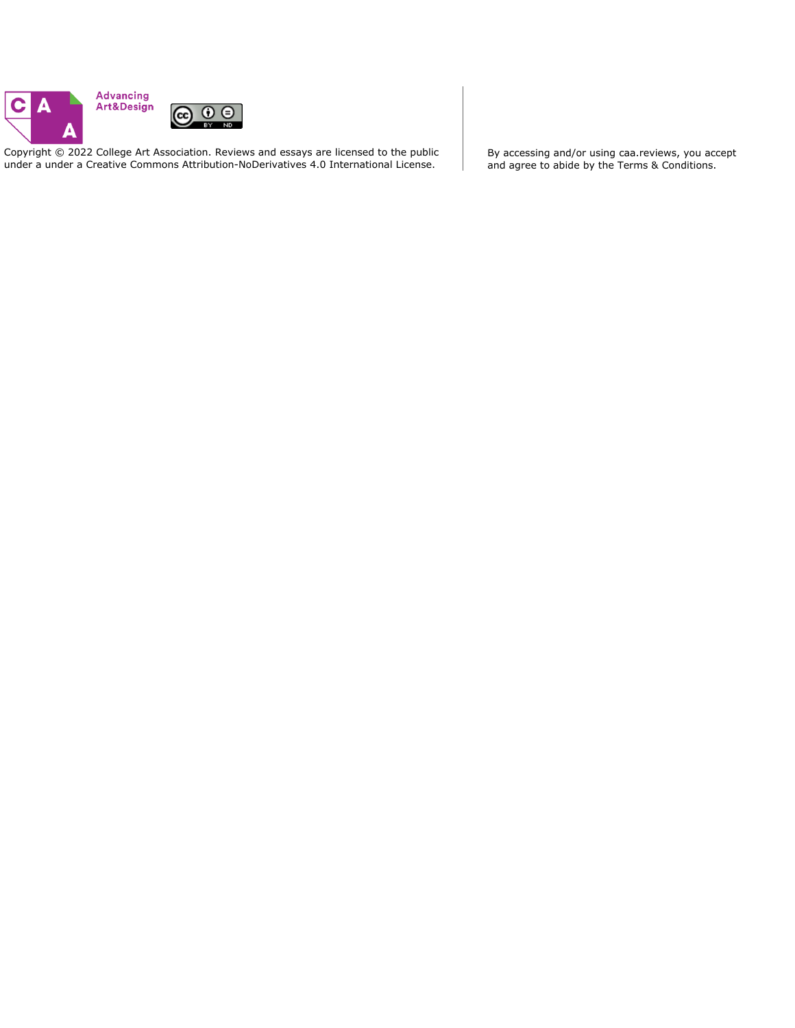Advancing
Art&Design

Copyright © 2022 College Art Association. Reviews and essays are licensed to the public under a under a Creative Commons Attribution-NoDerivatives 4.0 International License.

By accessing and/or using caa.reviews, you accept and agree to abide by the Terms & Conditions.